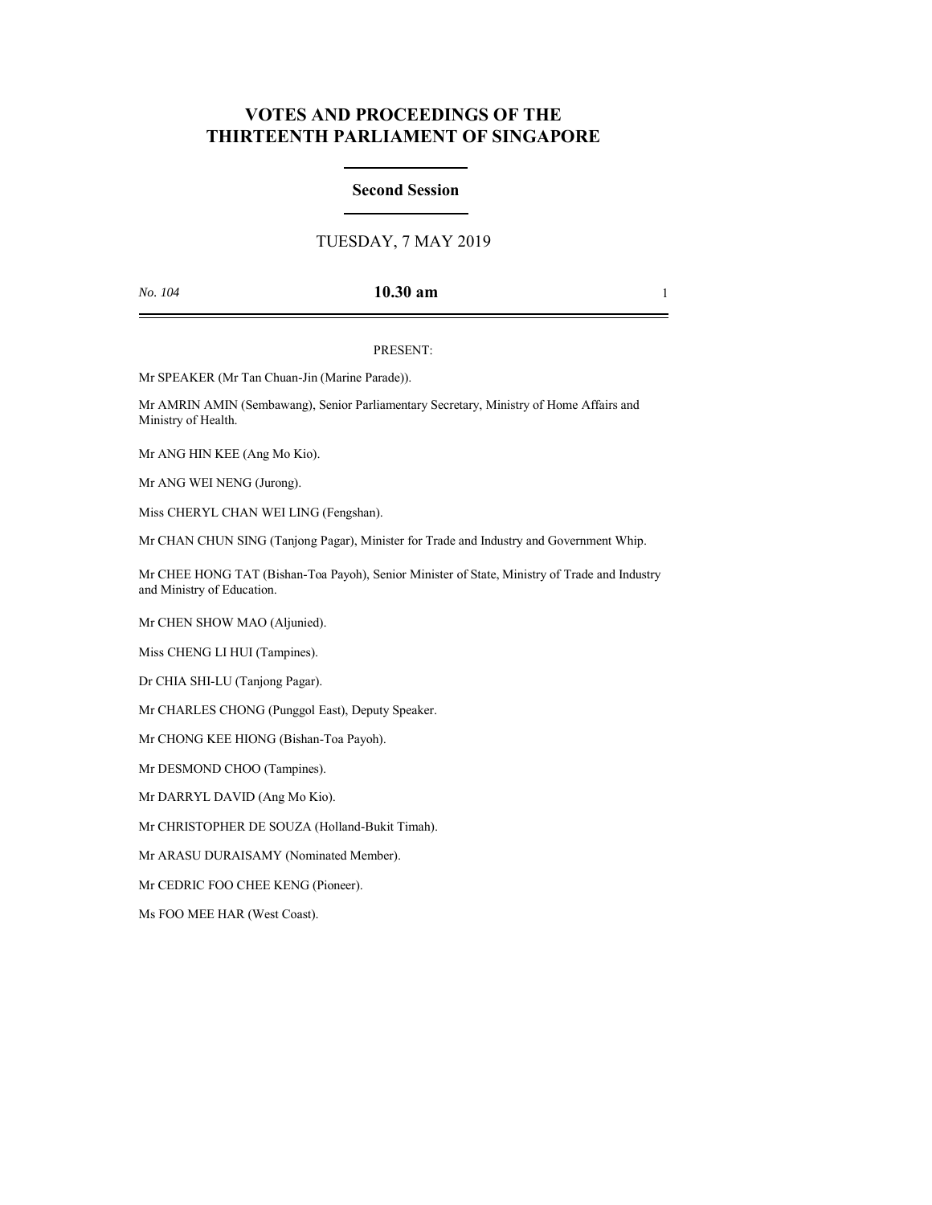# VOTES AND PROCEEDINGS OF THE THIRTEENTH PARLIAMENT OF SINGAPORE

## Second Session

TUESDAY, 7 MAY 2019

*No. 104* **10.30 am**

PRESENT:

Mr SPEAKER (Mr Tan Chuan-Jin (Marine Parade)).

Mr AMRIN AMIN (Sembawang), Senior Parliamentary Secretary, Ministry of Home Affairs and Ministry of Health.

Mr ANG HIN KEE (Ang Mo Kio).

Mr ANG WEI NENG (Jurong).

Miss CHERYL CHAN WEI LING (Fengshan).

Mr CHAN CHUN SING (Tanjong Pagar), Minister for Trade and Industry and Government Whip.

Mr CHEE HONG TAT (Bishan-Toa Payoh), Senior Minister of State, Ministry of Trade and Industry and Ministry of Education.

Mr CHEN SHOW MAO (Aljunied).

Miss CHENG LI HUI (Tampines).

Dr CHIA SHI-LU (Tanjong Pagar).

Mr CHARLES CHONG (Punggol East), Deputy Speaker.

Mr CHONG KEE HIONG (Bishan-Toa Payoh).

Mr DESMOND CHOO (Tampines).

Mr DARRYL DAVID (Ang Mo Kio).

Mr CHRISTOPHER DE SOUZA (Holland-Bukit Timah).

Mr ARASU DURAISAMY (Nominated Member).

Mr CEDRIC FOO CHEE KENG (Pioneer).

Ms FOO MEE HAR (West Coast).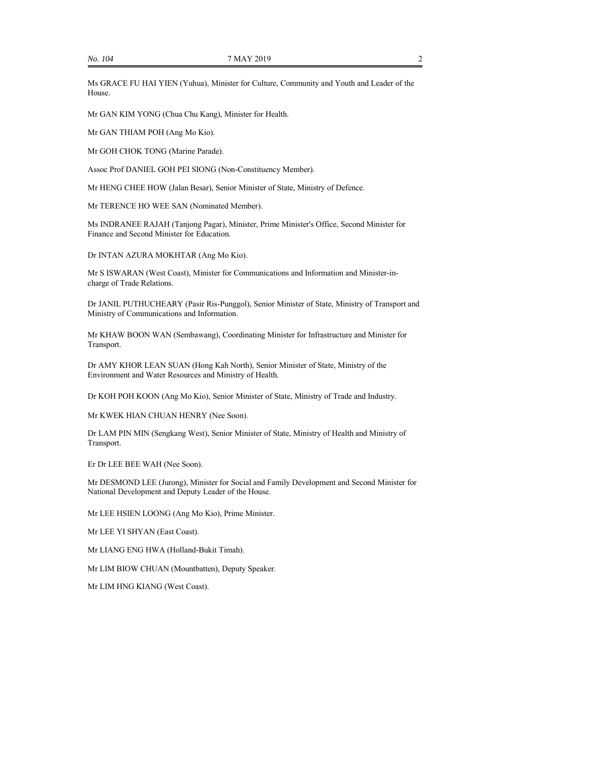Ms GRACE FU HAI YIEN (Yuhua), Minister for Culture, Community and Youth and Leader of the House.

Mr GAN KIM YONG (Chua Chu Kang), Minister for Health.

Mr GAN THIAM POH (Ang Mo Kio).

Mr GOH CHOK TONG (Marine Parade).

Assoc Prof DANIEL GOH PEI SIONG (Non-Constituency Member).

Mr HENG CHEE HOW (Jalan Besar), Senior Minister of State, Ministry of Defence.

Mr TERENCE HO WEE SAN (Nominated Member).

Ms INDRANEE RAJAH (Tanjong Pagar), Minister, Prime Minister's Office, Second Minister for Finance and Second Minister for Education.

Dr INTAN AZURA MOKHTAR (Ang Mo Kio).

Mr S ISWARAN (West Coast), Minister for Communications and Information and Minister-in-charge of Trade Relations.

Dr JANIL PUTHUCHEARY (Pasir Ris-Punggol), Senior Minister of State, Ministry of Transport and Ministry of Communications and Information.

Mr KHAW BOON WAN (Sembawang), Coordinating Minister for Infrastructure and Minister for Transport.

Dr AMY KHOR LEAN SUAN (Hong Kah North), Senior Minister of State, Ministry of the Environment and Water Resources and Ministry of Health.

Dr KOH POH KOON (Ang Mo Kio), Senior Minister of State, Ministry of Trade and Industry.

Mr KWEK HIAN CHUAN HENRY (Nee Soon).

Dr LAM PIN MIN (Sengkang West), Senior Minister of State, Ministry of Health and Ministry of Transport.

Er Dr LEE BEE WAH (Nee Soon).

Mr DESMOND LEE (Jurong), Minister for Social and Family Development and Second Minister for National Development and Deputy Leader of the House.

Mr LEE HSIEN LOONG (Ang Mo Kio), Prime Minister.

Mr LEE YI SHYAN (East Coast).

Mr LIANG ENG HWA (Holland-Bukit Timah).

Mr LIM BIOW CHUAN (Mountbatten), Deputy Speaker.

Mr LIM HNG KIANG (West Coast).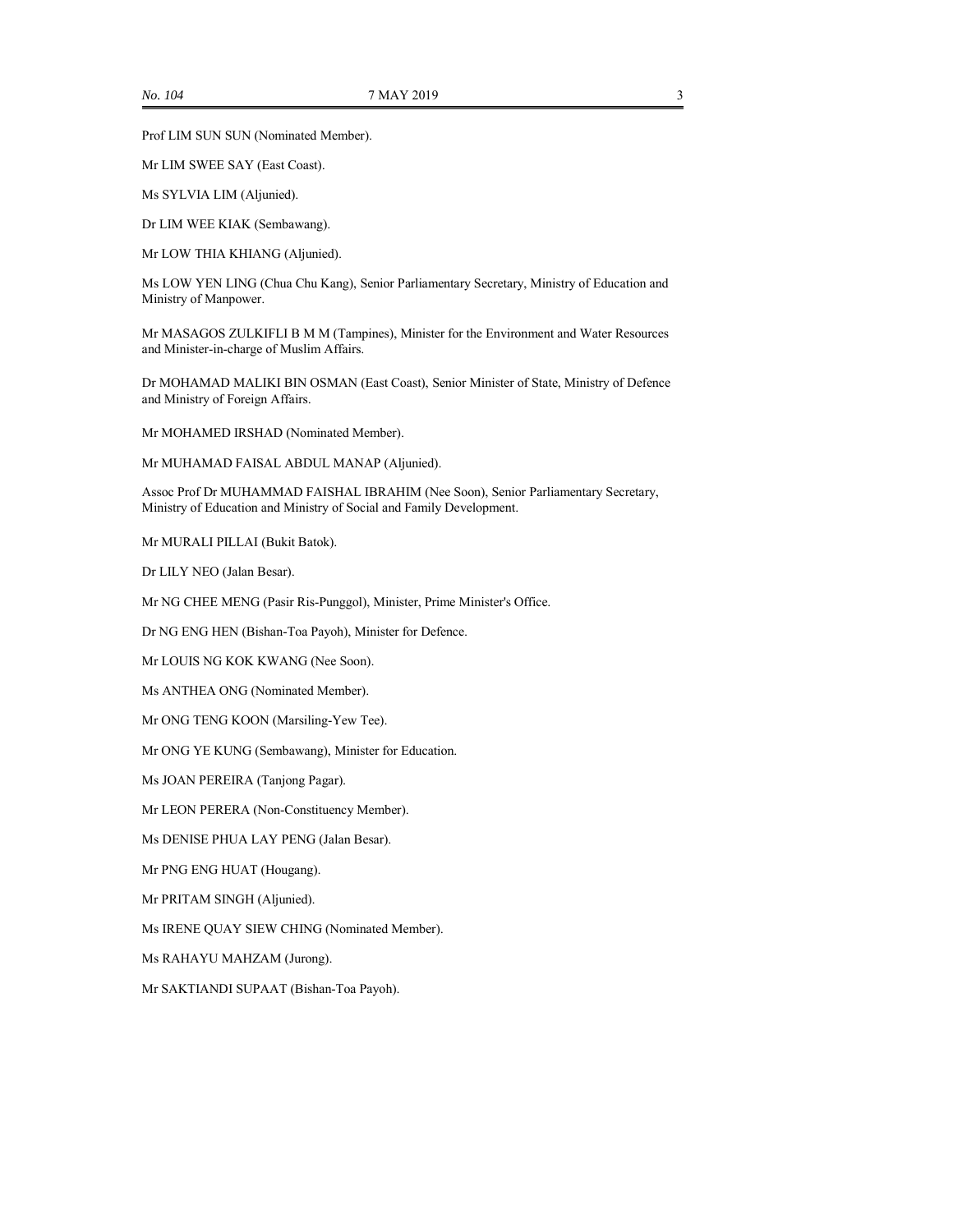Prof LIM SUN SUN (Nominated Member).

Mr LIM SWEE SAY (East Coast).

Ms SYLVIA LIM (Aljunied).

Dr LIM WEE KIAK (Sembawang).

Mr LOW THIA KHIANG (Aljunied).

Ms LOW YEN LING (Chua Chu Kang), Senior Parliamentary Secretary, Ministry of Education and Ministry of Manpower.

Mr MASAGOS ZULKIFLI B M M (Tampines), Minister for the Environment and Water Resources and Minister-in-charge of Muslim Affairs.

Dr MOHAMAD MALIKI BIN OSMAN (East Coast), Senior Minister of State, Ministry of Defence and Ministry of Foreign Affairs.

Mr MOHAMED IRSHAD (Nominated Member).

Mr MUHAMAD FAISAL ABDUL MANAP (Aljunied).

Assoc Prof Dr MUHAMMAD FAISHAL IBRAHIM (Nee Soon), Senior Parliamentary Secretary, Ministry of Education and Ministry of Social and Family Development.

Mr MURALI PILLAI (Bukit Batok).

Dr LILY NEO (Jalan Besar).

Mr NG CHEE MENG (Pasir Ris-Punggol), Minister, Prime Minister's Office.

Dr NG ENG HEN (Bishan-Toa Payoh), Minister for Defence.

Mr LOUIS NG KOK KWANG (Nee Soon).

Ms ANTHEA ONG (Nominated Member).

Mr ONG TENG KOON (Marsiling-Yew Tee).

Mr ONG YE KUNG (Sembawang), Minister for Education.

Ms JOAN PEREIRA (Tanjong Pagar).

Mr LEON PERERA (Non-Constituency Member).

Ms DENISE PHUA LAY PENG (Jalan Besar).

Mr PNG ENG HUAT (Hougang).

Mr PRITAM SINGH (Aljunied).

Ms IRENE QUAY SIEW CHING (Nominated Member).

Ms RAHAYU MAHZAM (Jurong).

Mr SAKTIANDI SUPAAT (Bishan-Toa Payoh).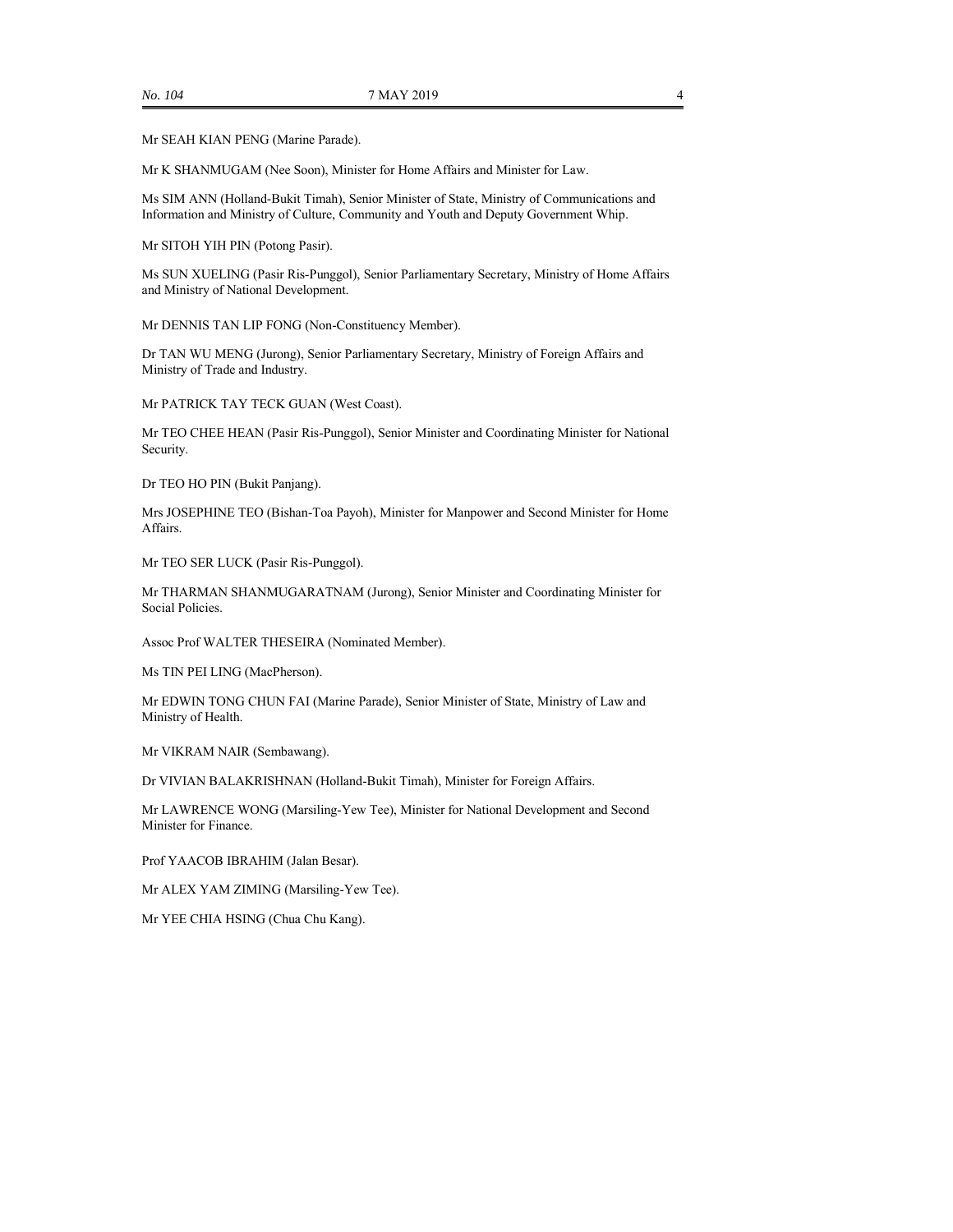Mr SEAH KIAN PENG (Marine Parade).

Mr K SHANMUGAM (Nee Soon), Minister for Home Affairs and Minister for Law.

Ms SIM ANN (Holland-Bukit Timah), Senior Minister of State, Ministry of Communications and Information and Ministry of Culture, Community and Youth and Deputy Government Whip.

Mr SITOH YIH PIN (Potong Pasir).

Ms SUN XUELING (Pasir Ris-Punggol), Senior Parliamentary Secretary, Ministry of Home Affairs and Ministry of National Development.

Mr DENNIS TAN LIP FONG (Non-Constituency Member).

Dr TAN WU MENG (Jurong), Senior Parliamentary Secretary, Ministry of Foreign Affairs and Ministry of Trade and Industry.

Mr PATRICK TAY TECK GUAN (West Coast).

Mr TEO CHEE HEAN (Pasir Ris-Punggol), Senior Minister and Coordinating Minister for National Security.

Dr TEO HO PIN (Bukit Panjang).

Mrs JOSEPHINE TEO (Bishan-Toa Payoh), Minister for Manpower and Second Minister for Home Affairs.

Mr TEO SER LUCK (Pasir Ris-Punggol).

Mr THARMAN SHANMUGARATNAM (Jurong), Senior Minister and Coordinating Minister for Social Policies.

Assoc Prof WALTER THESEIRA (Nominated Member).

Ms TIN PEI LING (MacPherson).

Mr EDWIN TONG CHUN FAI (Marine Parade), Senior Minister of State, Ministry of Law and Ministry of Health.

Mr VIKRAM NAIR (Sembawang).

Dr VIVIAN BALAKRISHNAN (Holland-Bukit Timah), Minister for Foreign Affairs.

Mr LAWRENCE WONG (Marsiling-Yew Tee), Minister for National Development and Second Minister for Finance.

Prof YAACOB IBRAHIM (Jalan Besar).

Mr ALEX YAM ZIMING (Marsiling-Yew Tee).

Mr YEE CHIA HSING (Chua Chu Kang).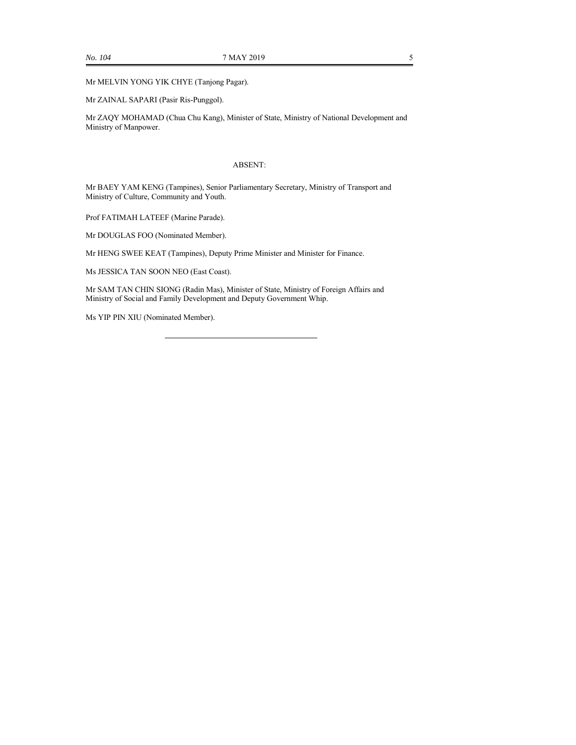Mr MELVIN YONG YIK CHYE (Tanjong Pagar).

Mr ZAINAL SAPARI (Pasir Ris-Punggol).

Mr ZAQY MOHAMAD (Chua Chu Kang), Minister of State, Ministry of National Development and Ministry of Manpower.

ABSENT:

Mr BAEY YAM KENG (Tampines), Senior Parliamentary Secretary, Ministry of Transport and Ministry of Culture, Community and Youth.

Prof FATIMAH LATEEF (Marine Parade).

Mr DOUGLAS FOO (Nominated Member).

Mr HENG SWEE KEAT (Tampines), Deputy Prime Minister and Minister for Finance.

Ms JESSICA TAN SOON NEO (East Coast).

Mr SAM TAN CHIN SIONG (Radin Mas), Minister of State, Ministry of Foreign Affairs and Ministry of Social and Family Development and Deputy Government Whip.

Ms YIP PIN XIU (Nominated Member).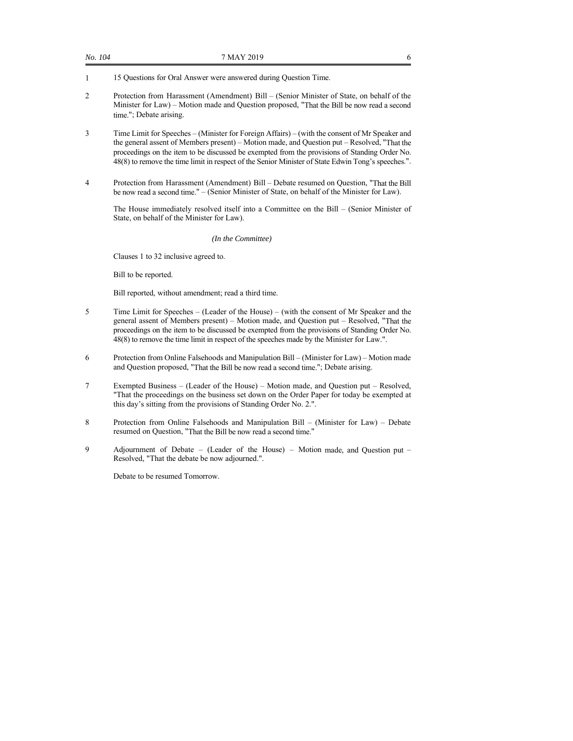1 15 Questions for Oral Answer were answered during Question Time.

2 Protection from Harassment (Amendment) Bill – (Senior Minister of State, on behalf of the Minister for Law) – Motion made and Question proposed, "That the Bill be now read a second time."; Debate arising.

3 Time Limit for Speeches – (Minister for Foreign Affairs) – (with the consent of Mr Speaker and the general assent of Members present) – Motion made, and Question put – Resolved, "That the proceedings on the item to be discussed be exempted from the provisions of Standing Order No. 48(8) to remove the time limit in respect of the Senior Minister of State Edwin Tong's speeches.".

4 Protection from Harassment (Amendment) Bill – Debate resumed on Question, "That the Bill be now read a second time." – (Senior Minister of State, on behalf of the Minister for Law).

The House immediately resolved itself into a Committee on the Bill – (Senior Minister of State, on behalf of the Minister for Law).

*(In the Committee)*

Clauses 1 to 32 inclusive agreed to.

Bill to be reported.

Bill reported, without amendment; read a third time.

5 Time Limit for Speeches – (Leader of the House) – (with the consent of Mr Speaker and the general assent of Members present) – Motion made, and Question put – Resolved, "That the proceedings on the item to be discussed be exempted from the provisions of Standing Order No. 48(8) to remove the time limit in respect of the speeches made by the Minister for Law.".

6 Protection from Online Falsehoods and Manipulation Bill – (Minister for Law) – Motion made and Question proposed, "That the Bill be now read a second time."; Debate arising.

7 Exempted Business – (Leader of the House) – Motion made, and Question put – Resolved, "That the proceedings on the business set down on the Order Paper for today be exempted at this day's sitting from the provisions of Standing Order No. 2.".

8 Protection from Online Falsehoods and Manipulation Bill – (Minister for Law) – Debate resumed on Question, "That the Bill be now read a second time."

9 Adjournment of Debate – (Leader of the House) – Motion made, and Question put – Resolved, "That the debate be now adjourned.".

Debate to be resumed Tomorrow.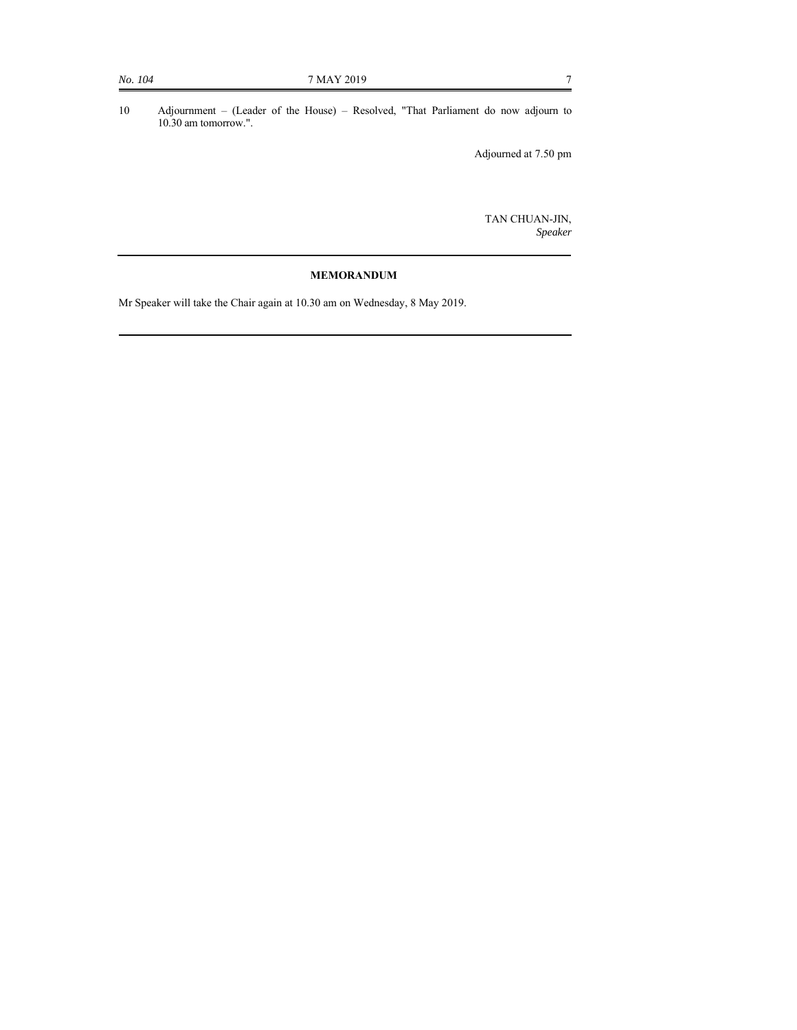10 Adjournment – (Leader of the House) – Resolved, "That Parliament do now adjourn to 10.30 am tomorrow.".

Adjourned at 7.50 pm

TAN CHUAN-JIN,
*Speaker*

---

**MEMORANDUM**

Mr Speaker will take the Chair again at 10.30 am on Wednesday, 8 May 2019.

---